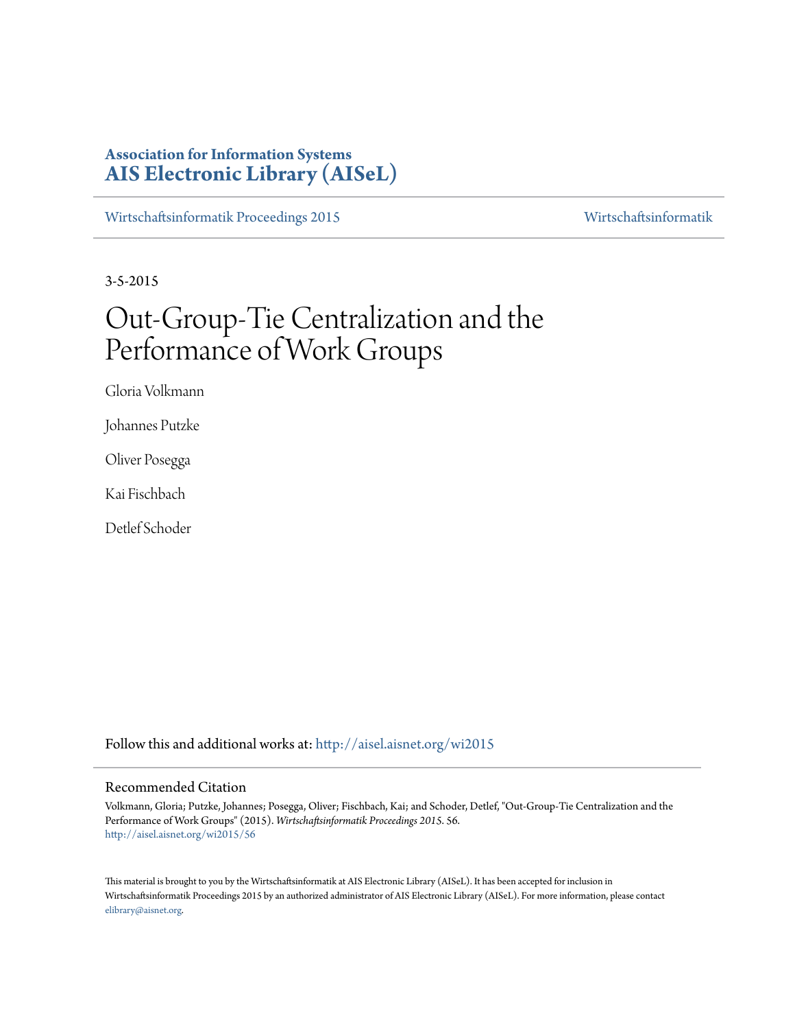# Association for Information Systems
# AIS Electronic Library (AISeL)

Wirtschaftsinformatik Proceedings 2015 | Wirtschaftsinformatik

3-5-2015

# Out-Group-Tie Centralization and the Performance of Work Groups

Gloria Volkmann

Johannes Putzke

Oliver Posegga

Kai Fischbach

Detlef Schoder

Follow this and additional works at: http://aisel.aisnet.org/wi2015

## Recommended Citation

Volkmann, Gloria; Putzke, Johannes; Posegga, Oliver; Fischbach, Kai; and Schoder, Detlef, "Out-Group-Tie Centralization and the Performance of Work Groups" (2015). *Wirtschaftsinformatik Proceedings 2015*. 56.
http://aisel.aisnet.org/wi2015/56

This material is brought to you by the Wirtschaftsinformatik at AIS Electronic Library (AISeL). It has been accepted for inclusion in Wirtschaftsinformatik Proceedings 2015 by an authorized administrator of AIS Electronic Library (AISeL). For more information, please contact elibrary@aisnet.org.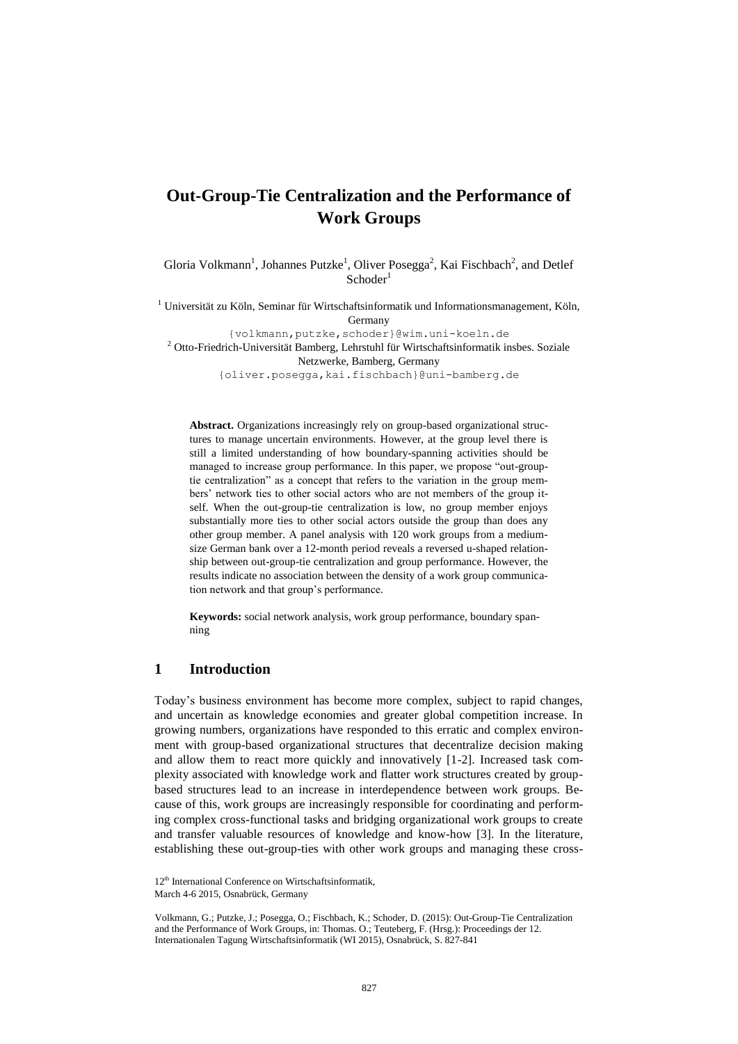# Out-Group-Tie Centralization and the Performance of Work Groups

Gloria Volkmann[1], Johannes Putzke[1], Oliver Posegga[2], Kai Fischbach[2], and Detlef Schoder[1]

[1] Universität zu Köln, Seminar für Wirtschaftsinformatik und Informationsmanagement, Köln, Germany
{volkmann,putzke,schoder}@wim.uni-koeln.de

[2] Otto-Friedrich-Universität Bamberg, Lehrstuhl für Wirtschaftsinformatik insbes. Soziale Netzwerke, Bamberg, Germany
{oliver.posegga,kai.fischbach}@uni-bamberg.de

**Abstract.** Organizations increasingly rely on group-based organizational structures to manage uncertain environments. However, at the group level there is still a limited understanding of how boundary-spanning activities should be managed to increase group performance. In this paper, we propose "out-group-tie centralization" as a concept that refers to the variation in the group members' network ties to other social actors who are not members of the group itself. When the out-group-tie centralization is low, no group member enjoys substantially more ties to other social actors outside the group than does any other group member. A panel analysis with 120 work groups from a medium-size German bank over a 12-month period reveals a reversed u-shaped relationship between out-group-tie centralization and group performance. However, the results indicate no association between the density of a work group communication network and that group's performance.

**Keywords:** social network analysis, work group performance, boundary spanning

## 1 Introduction

Today's business environment has become more complex, subject to rapid changes, and uncertain as knowledge economies and greater global competition increase. In growing numbers, organizations have responded to this erratic and complex environment with group-based organizational structures that decentralize decision making and allow them to react more quickly and innovatively [1-2]. Increased task complexity associated with knowledge work and flatter work structures created by group-based structures lead to an increase in interdependence between work groups. Because of this, work groups are increasingly responsible for coordinating and performing complex cross-functional tasks and bridging organizational work groups to create and transfer valuable resources of knowledge and know-how [3]. In the literature, establishing these out-group-ties with other work groups and managing these cross-

12th International Conference on Wirtschaftsinformatik,
March 4-6 2015, Osnabrück, Germany

Volkmann, G.; Putzke, J.; Posegga, O.; Fischbach, K.; Schoder, D. (2015): Out-Group-Tie Centralization and the Performance of Work Groups, in: Thomas. O.; Teuteberg, F. (Hrsg.): Proceedings der 12. Internationalen Tagung Wirtschaftsinformatik (WI 2015), Osnabrück, S. 827-841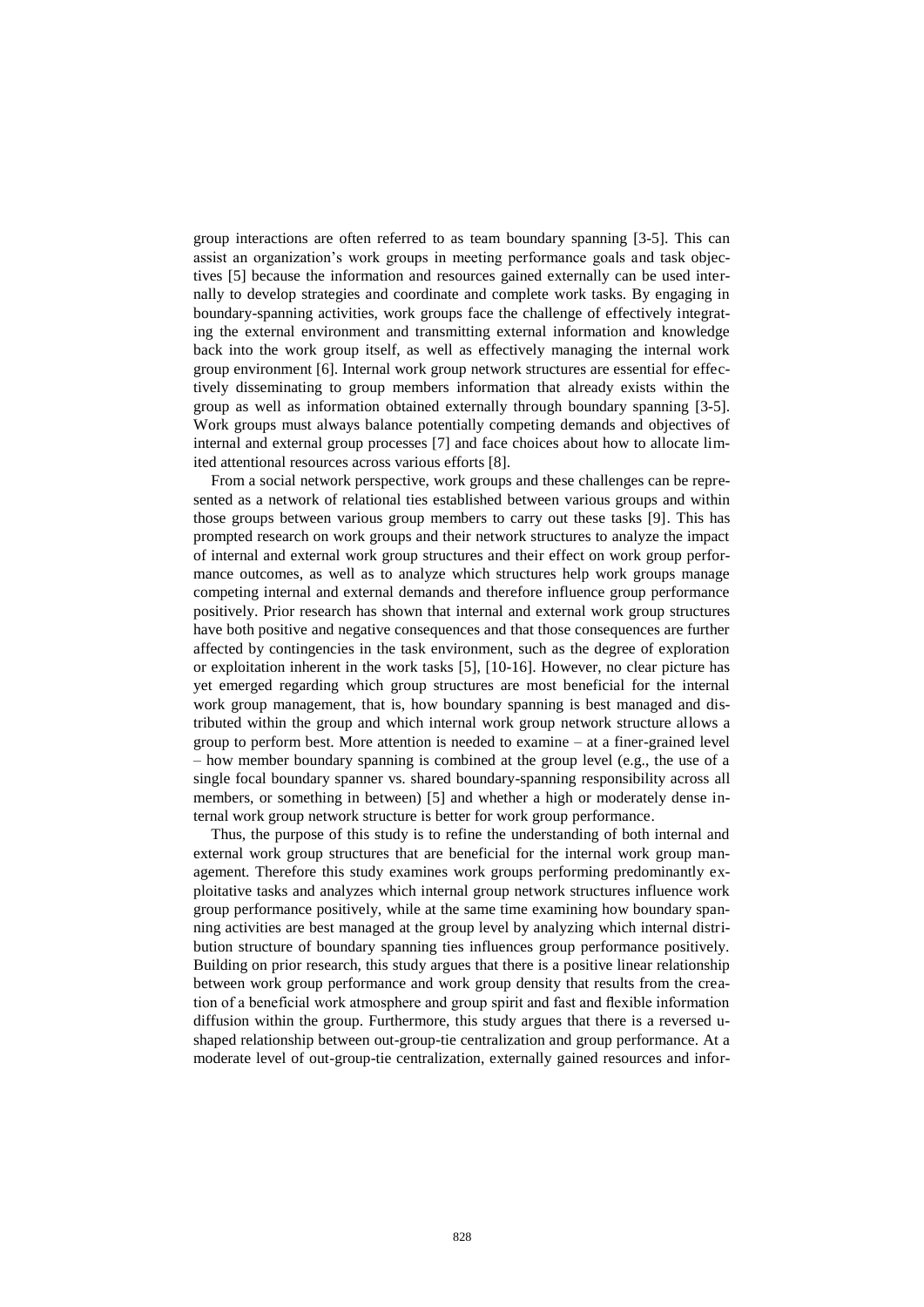group interactions are often referred to as team boundary spanning [3-5]. This can assist an organization's work groups in meeting performance goals and task objectives [5] because the information and resources gained externally can be used internally to develop strategies and coordinate and complete work tasks. By engaging in boundary-spanning activities, work groups face the challenge of effectively integrating the external environment and transmitting external information and knowledge back into the work group itself, as well as effectively managing the internal work group environment [6]. Internal work group network structures are essential for effectively disseminating to group members information that already exists within the group as well as information obtained externally through boundary spanning [3-5]. Work groups must always balance potentially competing demands and objectives of internal and external group processes [7] and face choices about how to allocate limited attentional resources across various efforts [8].

From a social network perspective, work groups and these challenges can be represented as a network of relational ties established between various groups and within those groups between various group members to carry out these tasks [9]. This has prompted research on work groups and their network structures to analyze the impact of internal and external work group structures and their effect on work group performance outcomes, as well as to analyze which structures help work groups manage competing internal and external demands and therefore influence group performance positively. Prior research has shown that internal and external work group structures have both positive and negative consequences and that those consequences are further affected by contingencies in the task environment, such as the degree of exploration or exploitation inherent in the work tasks [5], [10-16]. However, no clear picture has yet emerged regarding which group structures are most beneficial for the internal work group management, that is, how boundary spanning is best managed and distributed within the group and which internal work group network structure allows a group to perform best. More attention is needed to examine – at a finer-grained level – how member boundary spanning is combined at the group level (e.g., the use of a single focal boundary spanner vs. shared boundary-spanning responsibility across all members, or something in between) [5] and whether a high or moderately dense internal work group network structure is better for work group performance.

Thus, the purpose of this study is to refine the understanding of both internal and external work group structures that are beneficial for the internal work group management. Therefore this study examines work groups performing predominantly exploitative tasks and analyzes which internal group network structures influence work group performance positively, while at the same time examining how boundary spanning activities are best managed at the group level by analyzing which internal distribution structure of boundary spanning ties influences group performance positively. Building on prior research, this study argues that there is a positive linear relationship between work group performance and work group density that results from the creation of a beneficial work atmosphere and group spirit and fast and flexible information diffusion within the group. Furthermore, this study argues that there is a reversed u-shaped relationship between out-group-tie centralization and group performance. At a moderate level of out-group-tie centralization, externally gained resources and infor-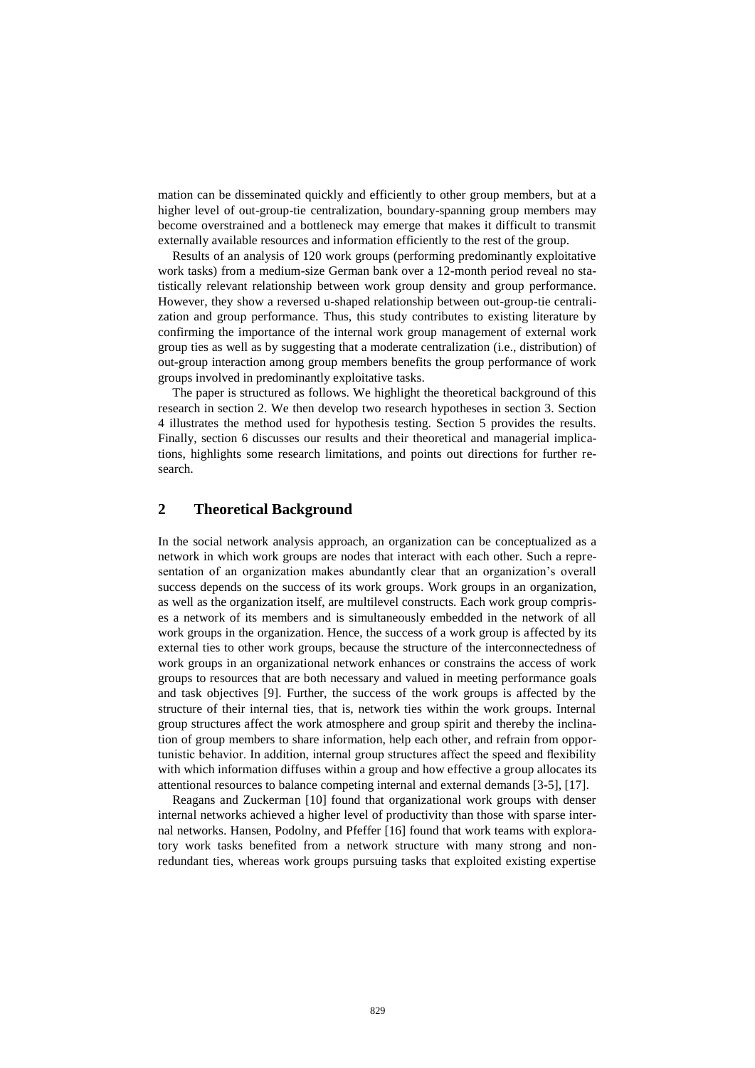mation can be disseminated quickly and efficiently to other group members, but at a higher level of out-group-tie centralization, boundary-spanning group members may become overstrained and a bottleneck may emerge that makes it difficult to transmit externally available resources and information efficiently to the rest of the group.

Results of an analysis of 120 work groups (performing predominantly exploitative work tasks) from a medium-size German bank over a 12-month period reveal no statistically relevant relationship between work group density and group performance. However, they show a reversed u-shaped relationship between out-group-tie centralization and group performance. Thus, this study contributes to existing literature by confirming the importance of the internal work group management of external work group ties as well as by suggesting that a moderate centralization (i.e., distribution) of out-group interaction among group members benefits the group performance of work groups involved in predominantly exploitative tasks.

The paper is structured as follows. We highlight the theoretical background of this research in section 2. We then develop two research hypotheses in section 3. Section 4 illustrates the method used for hypothesis testing. Section 5 provides the results. Finally, section 6 discusses our results and their theoretical and managerial implications, highlights some research limitations, and points out directions for further research.

## 2 Theoretical Background

In the social network analysis approach, an organization can be conceptualized as a network in which work groups are nodes that interact with each other. Such a representation of an organization makes abundantly clear that an organization's overall success depends on the success of its work groups. Work groups in an organization, as well as the organization itself, are multilevel constructs. Each work group comprises a network of its members and is simultaneously embedded in the network of all work groups in the organization. Hence, the success of a work group is affected by its external ties to other work groups, because the structure of the interconnectedness of work groups in an organizational network enhances or constrains the access of work groups to resources that are both necessary and valued in meeting performance goals and task objectives [9]. Further, the success of the work groups is affected by the structure of their internal ties, that is, network ties within the work groups. Internal group structures affect the work atmosphere and group spirit and thereby the inclination of group members to share information, help each other, and refrain from opportunistic behavior. In addition, internal group structures affect the speed and flexibility with which information diffuses within a group and how effective a group allocates its attentional resources to balance competing internal and external demands [3-5], [17].

Reagans and Zuckerman [10] found that organizational work groups with denser internal networks achieved a higher level of productivity than those with sparse internal networks. Hansen, Podolny, and Pfeffer [16] found that work teams with exploratory work tasks benefited from a network structure with many strong and nonredundant ties, whereas work groups pursuing tasks that exploited existing expertise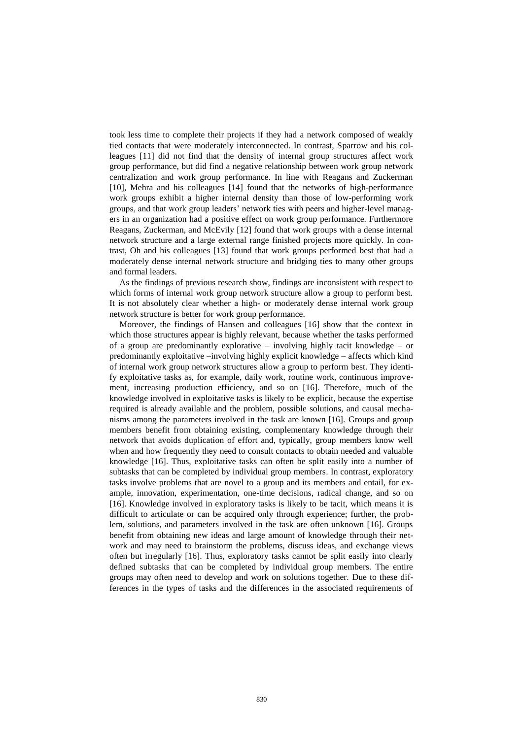took less time to complete their projects if they had a network composed of weakly tied contacts that were moderately interconnected. In contrast, Sparrow and his colleagues [11] did not find that the density of internal group structures affect work group performance, but did find a negative relationship between work group network centralization and work group performance. In line with Reagans and Zuckerman [10], Mehra and his colleagues [14] found that the networks of high-performance work groups exhibit a higher internal density than those of low-performing work groups, and that work group leaders' network ties with peers and higher-level managers in an organization had a positive effect on work group performance. Furthermore Reagans, Zuckerman, and McEvily [12] found that work groups with a dense internal network structure and a large external range finished projects more quickly. In contrast, Oh and his colleagues [13] found that work groups performed best that had a moderately dense internal network structure and bridging ties to many other groups and formal leaders.

As the findings of previous research show, findings are inconsistent with respect to which forms of internal work group network structure allow a group to perform best. It is not absolutely clear whether a high- or moderately dense internal work group network structure is better for work group performance.

Moreover, the findings of Hansen and colleagues [16] show that the context in which those structures appear is highly relevant, because whether the tasks performed of a group are predominantly explorative – involving highly tacit knowledge – or predominantly exploitative –involving highly explicit knowledge – affects which kind of internal work group network structures allow a group to perform best. They identify exploitative tasks as, for example, daily work, routine work, continuous improvement, increasing production efficiency, and so on [16]. Therefore, much of the knowledge involved in exploitative tasks is likely to be explicit, because the expertise required is already available and the problem, possible solutions, and causal mechanisms among the parameters involved in the task are known [16]. Groups and group members benefit from obtaining existing, complementary knowledge through their network that avoids duplication of effort and, typically, group members know well when and how frequently they need to consult contacts to obtain needed and valuable knowledge [16]. Thus, exploitative tasks can often be split easily into a number of subtasks that can be completed by individual group members. In contrast, exploratory tasks involve problems that are novel to a group and its members and entail, for example, innovation, experimentation, one-time decisions, radical change, and so on [16]. Knowledge involved in exploratory tasks is likely to be tacit, which means it is difficult to articulate or can be acquired only through experience; further, the problem, solutions, and parameters involved in the task are often unknown [16]. Groups benefit from obtaining new ideas and large amount of knowledge through their network and may need to brainstorm the problems, discuss ideas, and exchange views often but irregularly [16]. Thus, exploratory tasks cannot be split easily into clearly defined subtasks that can be completed by individual group members. The entire groups may often need to develop and work on solutions together. Due to these differences in the types of tasks and the differences in the associated requirements of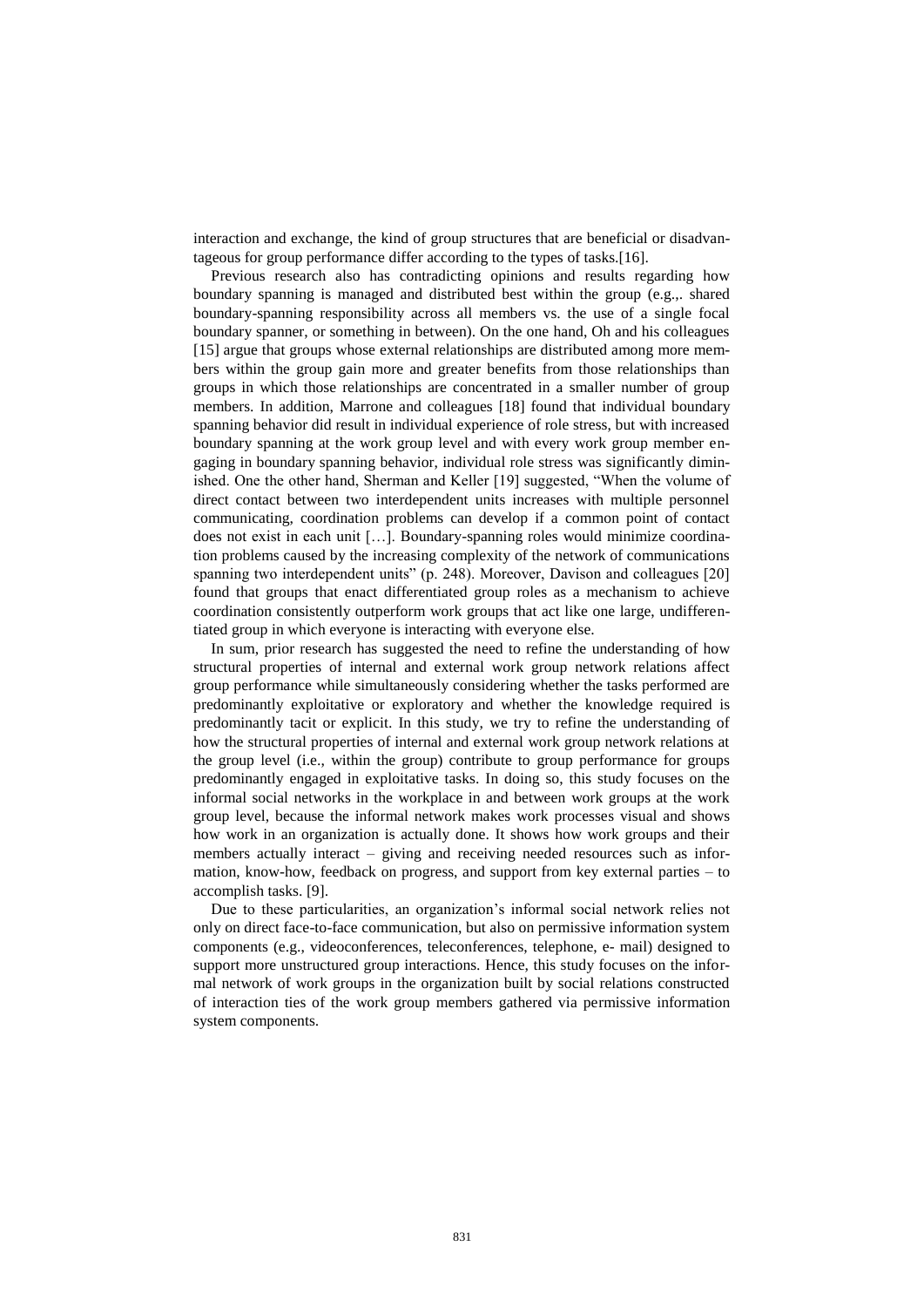interaction and exchange, the kind of group structures that are beneficial or disadvantageous for group performance differ according to the types of tasks.[16].

Previous research also has contradicting opinions and results regarding how boundary spanning is managed and distributed best within the group (e.g.,. shared boundary-spanning responsibility across all members vs. the use of a single focal boundary spanner, or something in between). On the one hand, Oh and his colleagues [15] argue that groups whose external relationships are distributed among more members within the group gain more and greater benefits from those relationships than groups in which those relationships are concentrated in a smaller number of group members. In addition, Marrone and colleagues [18] found that individual boundary spanning behavior did result in individual experience of role stress, but with increased boundary spanning at the work group level and with every work group member engaging in boundary spanning behavior, individual role stress was significantly diminished. One the other hand, Sherman and Keller [19] suggested, "When the volume of direct contact between two interdependent units increases with multiple personnel communicating, coordination problems can develop if a common point of contact does not exist in each unit […]. Boundary-spanning roles would minimize coordination problems caused by the increasing complexity of the network of communications spanning two interdependent units" (p. 248). Moreover, Davison and colleagues [20] found that groups that enact differentiated group roles as a mechanism to achieve coordination consistently outperform work groups that act like one large, undifferentiated group in which everyone is interacting with everyone else.

In sum, prior research has suggested the need to refine the understanding of how structural properties of internal and external work group network relations affect group performance while simultaneously considering whether the tasks performed are predominantly exploitative or exploratory and whether the knowledge required is predominantly tacit or explicit. In this study, we try to refine the understanding of how the structural properties of internal and external work group network relations at the group level (i.e., within the group) contribute to group performance for groups predominantly engaged in exploitative tasks. In doing so, this study focuses on the informal social networks in the workplace in and between work groups at the work group level, because the informal network makes work processes visual and shows how work in an organization is actually done. It shows how work groups and their members actually interact – giving and receiving needed resources such as information, know-how, feedback on progress, and support from key external parties – to accomplish tasks. [9].

Due to these particularities, an organization's informal social network relies not only on direct face-to-face communication, but also on permissive information system components (e.g., videoconferences, teleconferences, telephone, e- mail) designed to support more unstructured group interactions. Hence, this study focuses on the informal network of work groups in the organization built by social relations constructed of interaction ties of the work group members gathered via permissive information system components.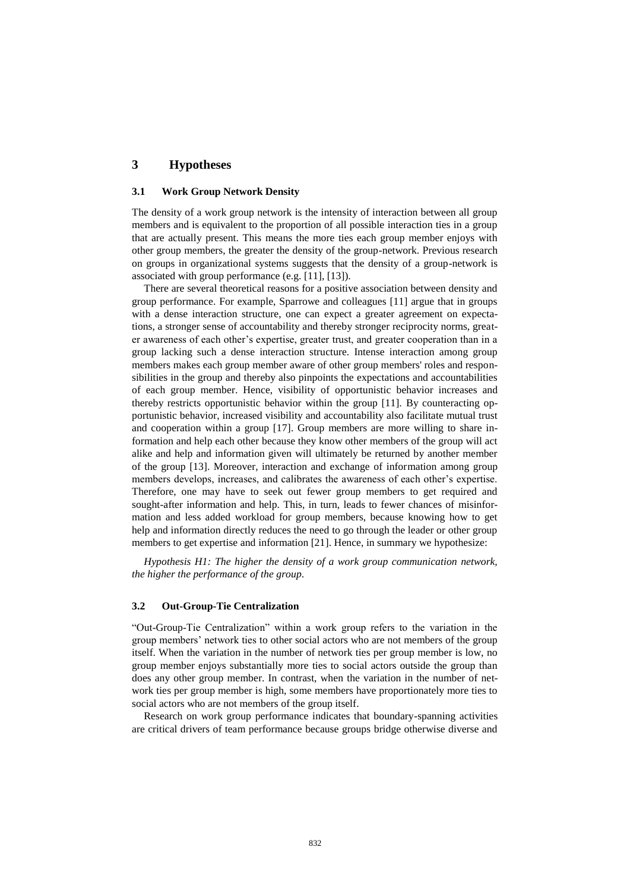## 3 Hypotheses

### 3.1 Work Group Network Density

The density of a work group network is the intensity of interaction between all group members and is equivalent to the proportion of all possible interaction ties in a group that are actually present. This means the more ties each group member enjoys with other group members, the greater the density of the group-network. Previous research on groups in organizational systems suggests that the density of a group-network is associated with group performance (e.g. [11], [13]).

There are several theoretical reasons for a positive association between density and group performance. For example, Sparrowe and colleagues [11] argue that in groups with a dense interaction structure, one can expect a greater agreement on expectations, a stronger sense of accountability and thereby stronger reciprocity norms, greater awareness of each other's expertise, greater trust, and greater cooperation than in a group lacking such a dense interaction structure. Intense interaction among group members makes each group member aware of other group members' roles and responsibilities in the group and thereby also pinpoints the expectations and accountabilities of each group member. Hence, visibility of opportunistic behavior increases and thereby restricts opportunistic behavior within the group [11]. By counteracting opportunistic behavior, increased visibility and accountability also facilitate mutual trust and cooperation within a group [17]. Group members are more willing to share information and help each other because they know other members of the group will act alike and help and information given will ultimately be returned by another member of the group [13]. Moreover, interaction and exchange of information among group members develops, increases, and calibrates the awareness of each other's expertise. Therefore, one may have to seek out fewer group members to get required and sought-after information and help. This, in turn, leads to fewer chances of misinformation and less added workload for group members, because knowing how to get help and information directly reduces the need to go through the leader or other group members to get expertise and information [21]. Hence, in summary we hypothesize:

*Hypothesis H1: The higher the density of a work group communication network, the higher the performance of the group.*

### 3.2 Out-Group-Tie Centralization

"Out-Group-Tie Centralization" within a work group refers to the variation in the group members' network ties to other social actors who are not members of the group itself. When the variation in the number of network ties per group member is low, no group member enjoys substantially more ties to social actors outside the group than does any other group member. In contrast, when the variation in the number of network ties per group member is high, some members have proportionately more ties to social actors who are not members of the group itself.

Research on work group performance indicates that boundary-spanning activities are critical drivers of team performance because groups bridge otherwise diverse and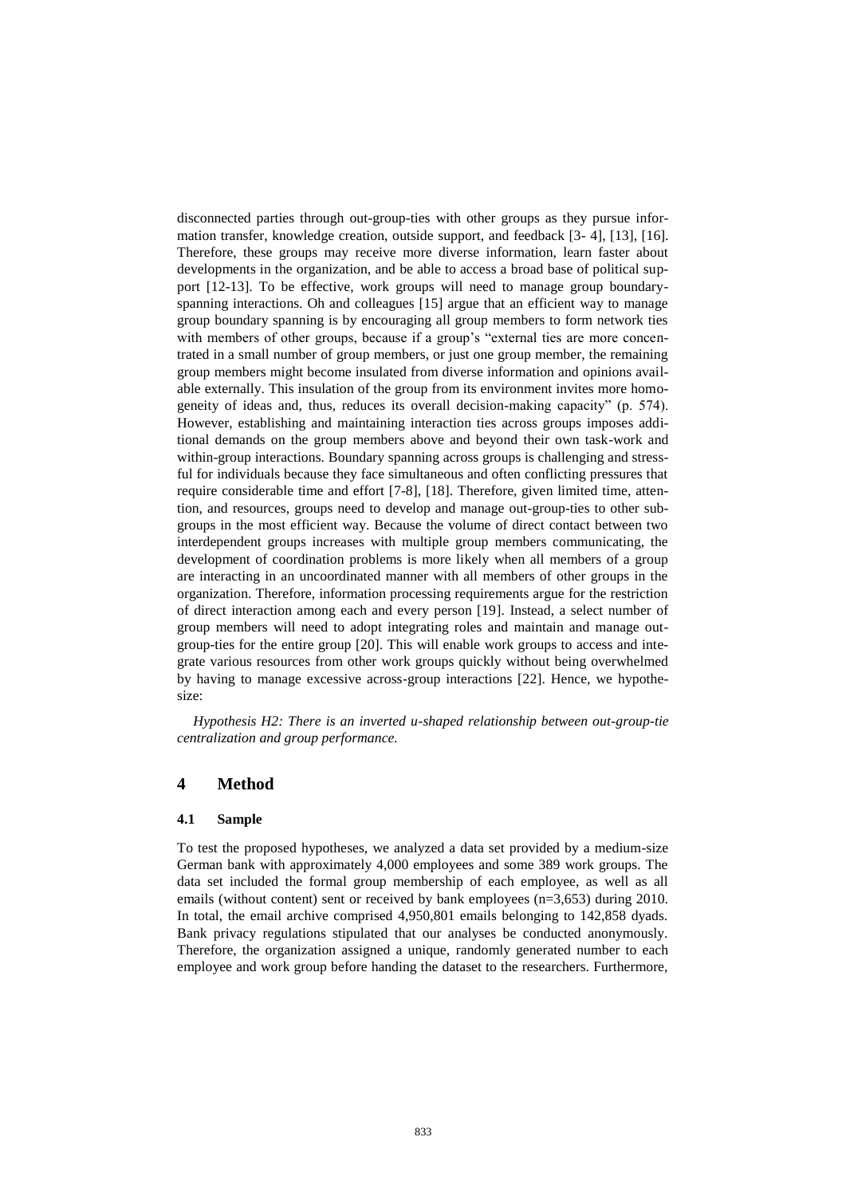disconnected parties through out-group-ties with other groups as they pursue information transfer, knowledge creation, outside support, and feedback [3- 4], [13], [16]. Therefore, these groups may receive more diverse information, learn faster about developments in the organization, and be able to access a broad base of political support [12-13]. To be effective, work groups will need to manage group boundary-spanning interactions. Oh and colleagues [15] argue that an efficient way to manage group boundary spanning is by encouraging all group members to form network ties with members of other groups, because if a group's "external ties are more concentrated in a small number of group members, or just one group member, the remaining group members might become insulated from diverse information and opinions available externally. This insulation of the group from its environment invites more homogeneity of ideas and, thus, reduces its overall decision-making capacity" (p. 574). However, establishing and maintaining interaction ties across groups imposes additional demands on the group members above and beyond their own task-work and within-group interactions. Boundary spanning across groups is challenging and stressful for individuals because they face simultaneous and often conflicting pressures that require considerable time and effort [7-8], [18]. Therefore, given limited time, attention, and resources, groups need to develop and manage out-group-ties to other subgroups in the most efficient way. Because the volume of direct contact between two interdependent groups increases with multiple group members communicating, the development of coordination problems is more likely when all members of a group are interacting in an uncoordinated manner with all members of other groups in the organization. Therefore, information processing requirements argue for the restriction of direct interaction among each and every person [19]. Instead, a select number of group members will need to adopt integrating roles and maintain and manage out-group-ties for the entire group [20]. This will enable work groups to access and integrate various resources from other work groups quickly without being overwhelmed by having to manage excessive across-group interactions [22]. Hence, we hypothesize:

*Hypothesis H2: There is an inverted u-shaped relationship between out-group-tie centralization and group performance.*

## 4 Method

### 4.1 Sample

To test the proposed hypotheses, we analyzed a data set provided by a medium-size German bank with approximately 4,000 employees and some 389 work groups. The data set included the formal group membership of each employee, as well as all emails (without content) sent or received by bank employees (n=3,653) during 2010. In total, the email archive comprised 4,950,801 emails belonging to 142,858 dyads. Bank privacy regulations stipulated that our analyses be conducted anonymously. Therefore, the organization assigned a unique, randomly generated number to each employee and work group before handing the dataset to the researchers. Furthermore,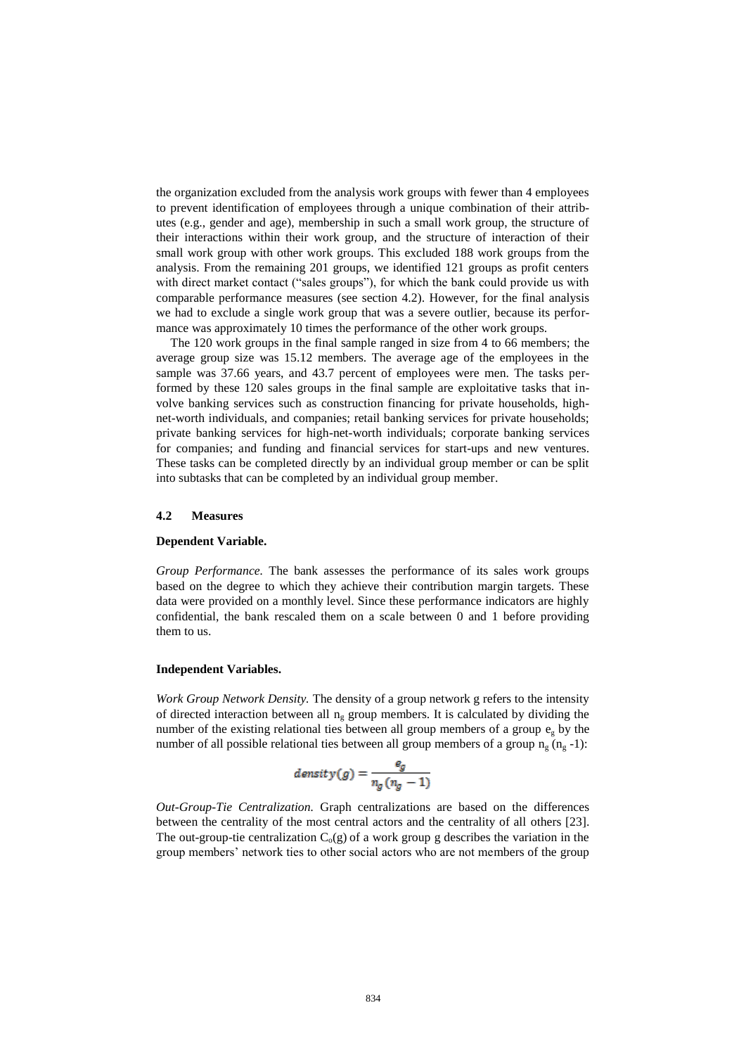the organization excluded from the analysis work groups with fewer than 4 employees to prevent identification of employees through a unique combination of their attributes (e.g., gender and age), membership in such a small work group, the structure of their interactions within their work group, and the structure of interaction of their small work group with other work groups. This excluded 188 work groups from the analysis. From the remaining 201 groups, we identified 121 groups as profit centers with direct market contact ("sales groups"), for which the bank could provide us with comparable performance measures (see section 4.2). However, for the final analysis we had to exclude a single work group that was a severe outlier, because its performance was approximately 10 times the performance of the other work groups.

The 120 work groups in the final sample ranged in size from 4 to 66 members; the average group size was 15.12 members. The average age of the employees in the sample was 37.66 years, and 43.7 percent of employees were men. The tasks performed by these 120 sales groups in the final sample are exploitative tasks that involve banking services such as construction financing for private households, high-net-worth individuals, and companies; retail banking services for private households; private banking services for high-net-worth individuals; corporate banking services for companies; and funding and financial services for start-ups and new ventures. These tasks can be completed directly by an individual group member or can be split into subtasks that can be completed by an individual group member.

### 4.2 Measures

**Dependent Variable.**

*Group Performance.* The bank assesses the performance of its sales work groups based on the degree to which they achieve their contribution margin targets. These data were provided on a monthly level. Since these performance indicators are highly confidential, the bank rescaled them on a scale between 0 and 1 before providing them to us.

**Independent Variables.**

*Work Group Network Density.* The density of a group network g refers to the intensity of directed interaction between all $n_g$ group members. It is calculated by dividing the number of the existing relational ties between all group members of a group $e_g$ by the number of all possible relational ties between all group members of a group $n_g\,(n_g\,-1)$:

$$density(g) = \frac{e_g}{n_g\,(n_g - 1)}$$

*Out-Group-Tie Centralization.* Graph centralizations are based on the differences between the centrality of the most central actors and the centrality of all others [23]. The out-group-tie centralization $C_o(g)$ of a work group g describes the variation in the group members' network ties to other social actors who are not members of the group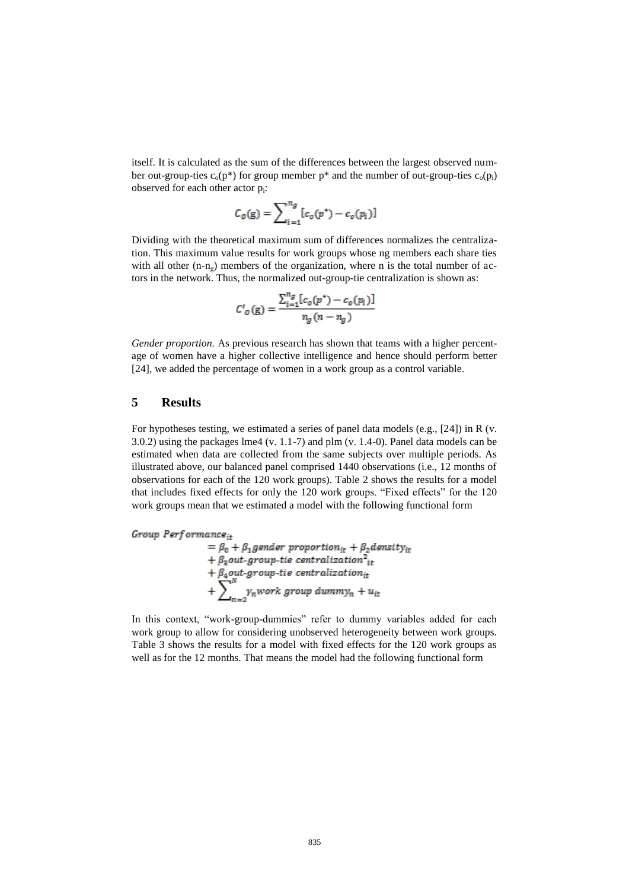itself. It is calculated as the sum of the differences between the largest observed number out-group-ties $c_o(p^*)$ for group member $p^*$ and the number of out-group-ties $c_o(p_i)$ observed for each other actor $p_i$:

$$C_o(g) = \sum_{i=1}^{n_g} [c_o(p^*) - c_o(p_i)]$$

Dividing with the theoretical maximum sum of differences normalizes the centralization. This maximum value results for work groups whose ng members each share ties with all other $(n\text{-}n_g)$ members of the organization, where n is the total number of actors in the network. Thus, the normalized out-group-tie centralization is shown as:

$$C'_o(g) = \frac{\sum_{i=1}^{n_g} [c_o(p^*) - c_o(p_i)]}{n_g(n - n_g)}$$

*Gender proportion.* As previous research has shown that teams with a higher percentage of women have a higher collective intelligence and hence should perform better [24], we added the percentage of women in a work group as a control variable.

## 5 Results

For hypotheses testing, we estimated a series of panel data models (e.g., [24]) in R (v. 3.0.2) using the packages lme4 (v. 1.1-7) and plm (v. 1.4-0). Panel data models can be estimated when data are collected from the same subjects over multiple periods. As illustrated above, our balanced panel comprised 1440 observations (i.e., 12 months of observations for each of the 120 work groups). Table 2 shows the results for a model that includes fixed effects for only the 120 work groups. "Fixed effects" for the 120 work groups mean that we estimated a model with the following functional form

$$\begin{aligned} \textit{Group Performance}_{it} &= \beta_0 + \beta_1 \textit{gender proportion}_{it} + \beta_2 \textit{density}_{it} \\ &+ \beta_3 \textit{out-group-tie centralization}^2_{it} \\ &+ \beta_4 \textit{out-group-tie centralization}_{it} \\ &+ \sum_{n=2}^{N} \gamma_n \textit{work group dummy}_n + u_{it} \end{aligned}$$

In this context, "work-group-dummies" refer to dummy variables added for each work group to allow for considering unobserved heterogeneity between work groups. Table 3 shows the results for a model with fixed effects for the 120 work groups as well as for the 12 months. That means the model had the following functional form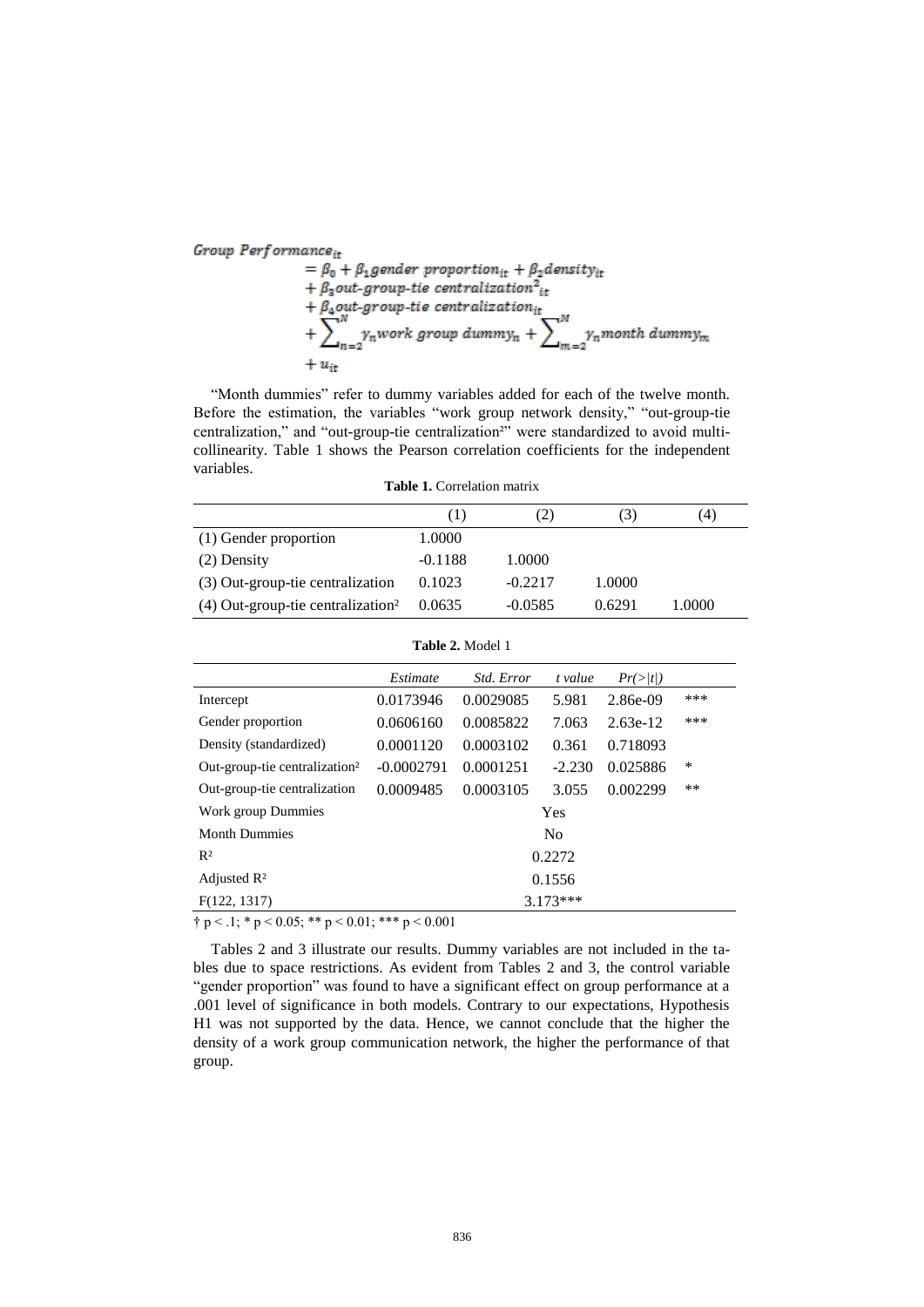$$
\begin{aligned}
Group\ Performance_{it} &= \beta_0 + \beta_1 gender\ proportion_{it} + \beta_2 density_{it} \\
&+ \beta_3 out\text{-}group\text{-}tie\ centralization^2_{it} \\
&+ \beta_4 out\text{-}group\text{-}tie\ centralization_{it} \\
&+ \sum_{n=2}^{N} \gamma_n work\ group\ dummy_n + \sum_{m=2}^{M} \gamma_n month\ dummy_m \\
&+ u_{it}
\end{aligned}
$$

"Month dummies" refer to dummy variables added for each of the twelve month. Before the estimation, the variables "work group network density," "out-group-tie centralization," and "out-group-tie centralization²" were standardized to avoid multi-collinearity. Table 1 shows the Pearson correlation coefficients for the independent variables.

**Table 1.** Correlation matrix

| | (1) | (2) | (3) | (4) |
|---|---|---|---|---|
| (1) Gender proportion | 1.0000 | | | |
| (2) Density | -0.1188 | 1.0000 | | |
| (3) Out-group-tie centralization | 0.1023 | -0.2217 | 1.0000 | |
| (4) Out-group-tie centralization² | 0.0635 | -0.0585 | 0.6291 | 1.0000 |

**Table 2.** Model 1

| | *Estimate* | *Std. Error* | *t value* | *Pr(>\|t\|)* | |
|---|---|---|---|---|---|
| Intercept | 0.0173946 | 0.0029085 | 5.981 | 2.86e-09 | *** |
| Gender proportion | 0.0606160 | 0.0085822 | 7.063 | 2.63e-12 | *** |
| Density (standardized) | 0.0001120 | 0.0003102 | 0.361 | 0.718093 | |
| Out-group-tie centralization² | -0.0002791 | 0.0001251 | -2.230 | 0.025886 | * |
| Out-group-tie centralization | 0.0009485 | 0.0003105 | 3.055 | 0.002299 | ** |
| Work group Dummies | | | Yes | | |
| Month Dummies | | | No | | |
| $R^2$ | | | 0.2272 | | |
| Adjusted $R^2$ | | | 0.1556 | | |
| $F(122, 1317)$ | | | 3.173*** | | |

† $p < .1$; * $p < 0.05$; ** $p < 0.01$; *** $p < 0.001$

Tables 2 and 3 illustrate our results. Dummy variables are not included in the tables due to space restrictions. As evident from Tables 2 and 3, the control variable "gender proportion" was found to have a significant effect on group performance at a .001 level of significance in both models. Contrary to our expectations, Hypothesis H1 was not supported by the data. Hence, we cannot conclude that the higher the density of a work group communication network, the higher the performance of that group.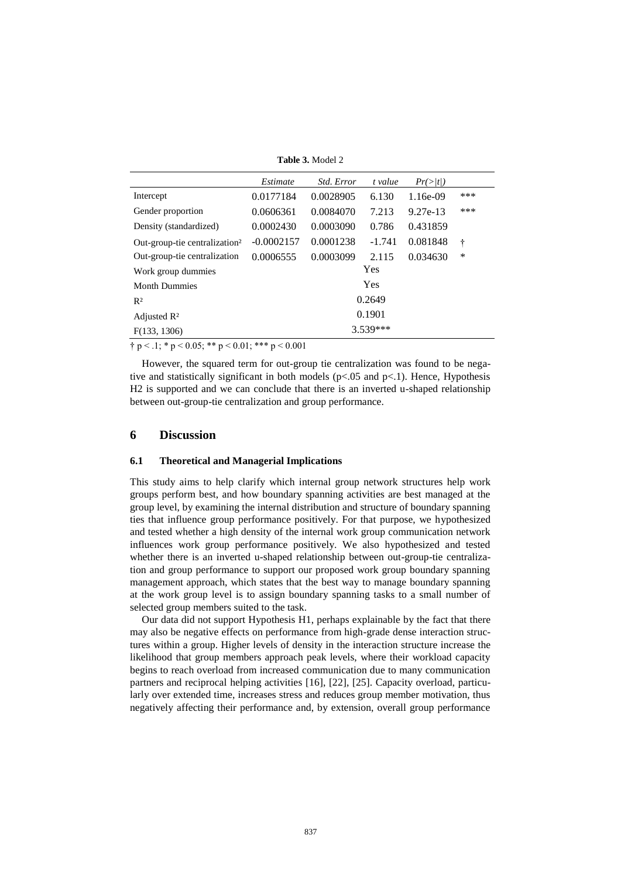**Table 3.** Model 2

| | *Estimate* | *Std. Error* | *t value* | *Pr(>\|t\|)* | |
|---|---|---|---|---|---|
| Intercept | 0.0177184 | 0.0028905 | 6.130 | 1.16e-09 | *** |
| Gender proportion | 0.0606361 | 0.0084070 | 7.213 | 9.27e-13 | *** |
| Density (standardized) | 0.0002430 | 0.0003090 | 0.786 | 0.431859 | |
| Out-group-tie centralization² | -0.0002157 | 0.0001238 | -1.741 | 0.081848 | † |
| Out-group-tie centralization | 0.0006555 | 0.0003099 | 2.115 | 0.034630 | * |
| Work group dummies | | | Yes | | |
| Month Dummies | | | Yes | | |
| $R^2$ | | | 0.2649 | | |
| Adjusted $R^2$ | | | 0.1901 | | |
| $F(133, 1306)$ | | | 3.539*** | | |

† $p < .1$; * $p < 0.05$; ** $p < 0.01$; *** $p < 0.001$

However, the squared term for out-group tie centralization was found to be negative and statistically significant in both models ($p<.05$ and $p<.1$). Hence, Hypothesis H2 is supported and we can conclude that there is an inverted u-shaped relationship between out-group-tie centralization and group performance.

## 6 Discussion

### 6.1 Theoretical and Managerial Implications

This study aims to help clarify which internal group network structures help work groups perform best, and how boundary spanning activities are best managed at the group level, by examining the internal distribution and structure of boundary spanning ties that influence group performance positively. For that purpose, we hypothesized and tested whether a high density of the internal work group communication network influences work group performance positively. We also hypothesized and tested whether there is an inverted u-shaped relationship between out-group-tie centralization and group performance to support our proposed work group boundary spanning management approach, which states that the best way to manage boundary spanning at the work group level is to assign boundary spanning tasks to a small number of selected group members suited to the task.

Our data did not support Hypothesis H1, perhaps explainable by the fact that there may also be negative effects on performance from high-grade dense interaction structures within a group. Higher levels of density in the interaction structure increase the likelihood that group members approach peak levels, where their workload capacity begins to reach overload from increased communication due to many communication partners and reciprocal helping activities [16], [22], [25]. Capacity overload, particularly over extended time, increases stress and reduces group member motivation, thus negatively affecting their performance and, by extension, overall group performance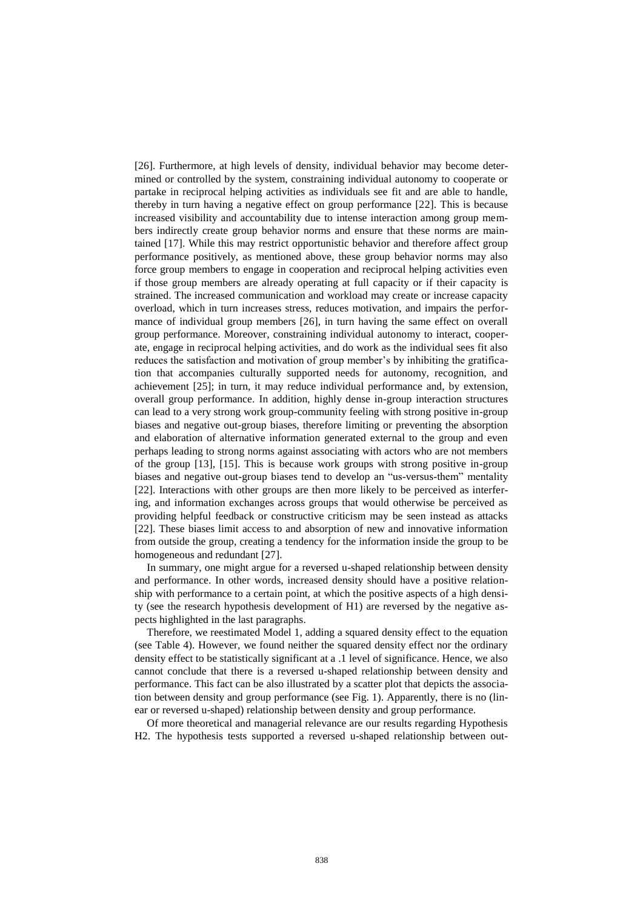[26]. Furthermore, at high levels of density, individual behavior may become determined or controlled by the system, constraining individual autonomy to cooperate or partake in reciprocal helping activities as individuals see fit and are able to handle, thereby in turn having a negative effect on group performance [22]. This is because increased visibility and accountability due to intense interaction among group members indirectly create group behavior norms and ensure that these norms are maintained [17]. While this may restrict opportunistic behavior and therefore affect group performance positively, as mentioned above, these group behavior norms may also force group members to engage in cooperation and reciprocal helping activities even if those group members are already operating at full capacity or if their capacity is strained. The increased communication and workload may create or increase capacity overload, which in turn increases stress, reduces motivation, and impairs the performance of individual group members [26], in turn having the same effect on overall group performance. Moreover, constraining individual autonomy to interact, cooperate, engage in reciprocal helping activities, and do work as the individual sees fit also reduces the satisfaction and motivation of group member's by inhibiting the gratification that accompanies culturally supported needs for autonomy, recognition, and achievement [25]; in turn, it may reduce individual performance and, by extension, overall group performance. In addition, highly dense in-group interaction structures can lead to a very strong work group-community feeling with strong positive in-group biases and negative out-group biases, therefore limiting or preventing the absorption and elaboration of alternative information generated external to the group and even perhaps leading to strong norms against associating with actors who are not members of the group [13], [15]. This is because work groups with strong positive in-group biases and negative out-group biases tend to develop an "us-versus-them" mentality [22]. Interactions with other groups are then more likely to be perceived as interfering, and information exchanges across groups that would otherwise be perceived as providing helpful feedback or constructive criticism may be seen instead as attacks [22]. These biases limit access to and absorption of new and innovative information from outside the group, creating a tendency for the information inside the group to be homogeneous and redundant [27].

In summary, one might argue for a reversed u-shaped relationship between density and performance. In other words, increased density should have a positive relationship with performance to a certain point, at which the positive aspects of a high density (see the research hypothesis development of H1) are reversed by the negative aspects highlighted in the last paragraphs.

Therefore, we reestimated Model 1, adding a squared density effect to the equation (see Table 4). However, we found neither the squared density effect nor the ordinary density effect to be statistically significant at a .1 level of significance. Hence, we also cannot conclude that there is a reversed u-shaped relationship between density and performance. This fact can be also illustrated by a scatter plot that depicts the association between density and group performance (see Fig. 1). Apparently, there is no (linear or reversed u-shaped) relationship between density and group performance.

Of more theoretical and managerial relevance are our results regarding Hypothesis H2. The hypothesis tests supported a reversed u-shaped relationship between out-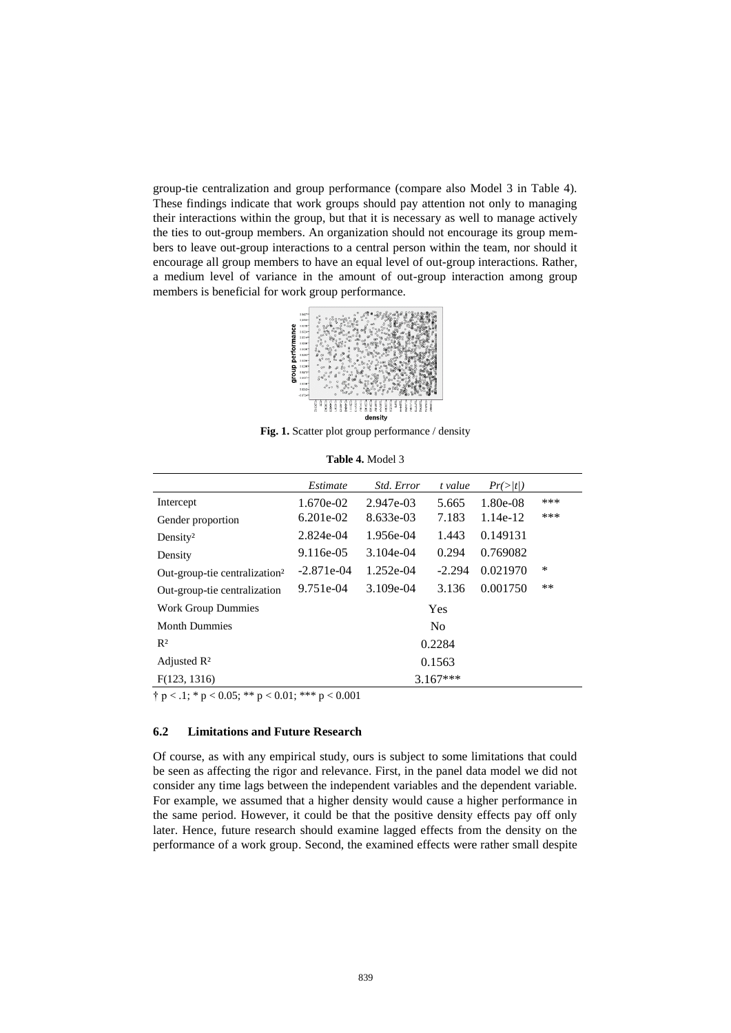group-tie centralization and group performance (compare also Model 3 in Table 4). These findings indicate that work groups should pay attention not only to managing their interactions within the group, but that it is necessary as well to manage actively the ties to out-group members. An organization should not encourage its group members to leave out-group interactions to a central person within the team, nor should it encourage all group members to have an equal level of out-group interactions. Rather, a medium level of variance in the amount of out-group interaction among group members is beneficial for work group performance.

**Fig. 1.** Scatter plot group performance / density

**Table 4.** Model 3

| | *Estimate* | *Std. Error* | *t value* | *Pr(>\|t\|)* | |
|---|---|---|---|---|---|
| Intercept | 1.670e-02 | 2.947e-03 | 5.665 | 1.80e-08 | *** |
| Gender proportion | 6.201e-02 | 8.633e-03 | 7.183 | 1.14e-12 | *** |
| Density² | 2.824e-04 | 1.956e-04 | 1.443 | 0.149131 | |
| Density | 9.116e-05 | 3.104e-04 | 0.294 | 0.769082 | |
| Out-group-tie centralization² | -2.871e-04 | 1.252e-04 | -2.294 | 0.021970 | * |
| Out-group-tie centralization | 9.751e-04 | 3.109e-04 | 3.136 | 0.001750 | ** |
| Work Group Dummies | Yes | | | | |
| Month Dummies | No | | | | |
| $R^2$ | 0.2284 | | | | |
| Adjusted $R^2$ | 0.1563 | | | | |
| $F(123, 1316)$ | 3.167*** | | | | |

† $p < .1$; * $p < 0.05$; ** $p < 0.01$; *** $p < 0.001$

### 6.2 Limitations and Future Research

Of course, as with any empirical study, ours is subject to some limitations that could be seen as affecting the rigor and relevance. First, in the panel data model we did not consider any time lags between the independent variables and the dependent variable. For example, we assumed that a higher density would cause a higher performance in the same period. However, it could be that the positive density effects pay off only later. Hence, future research should examine lagged effects from the density on the performance of a work group. Second, the examined effects were rather small despite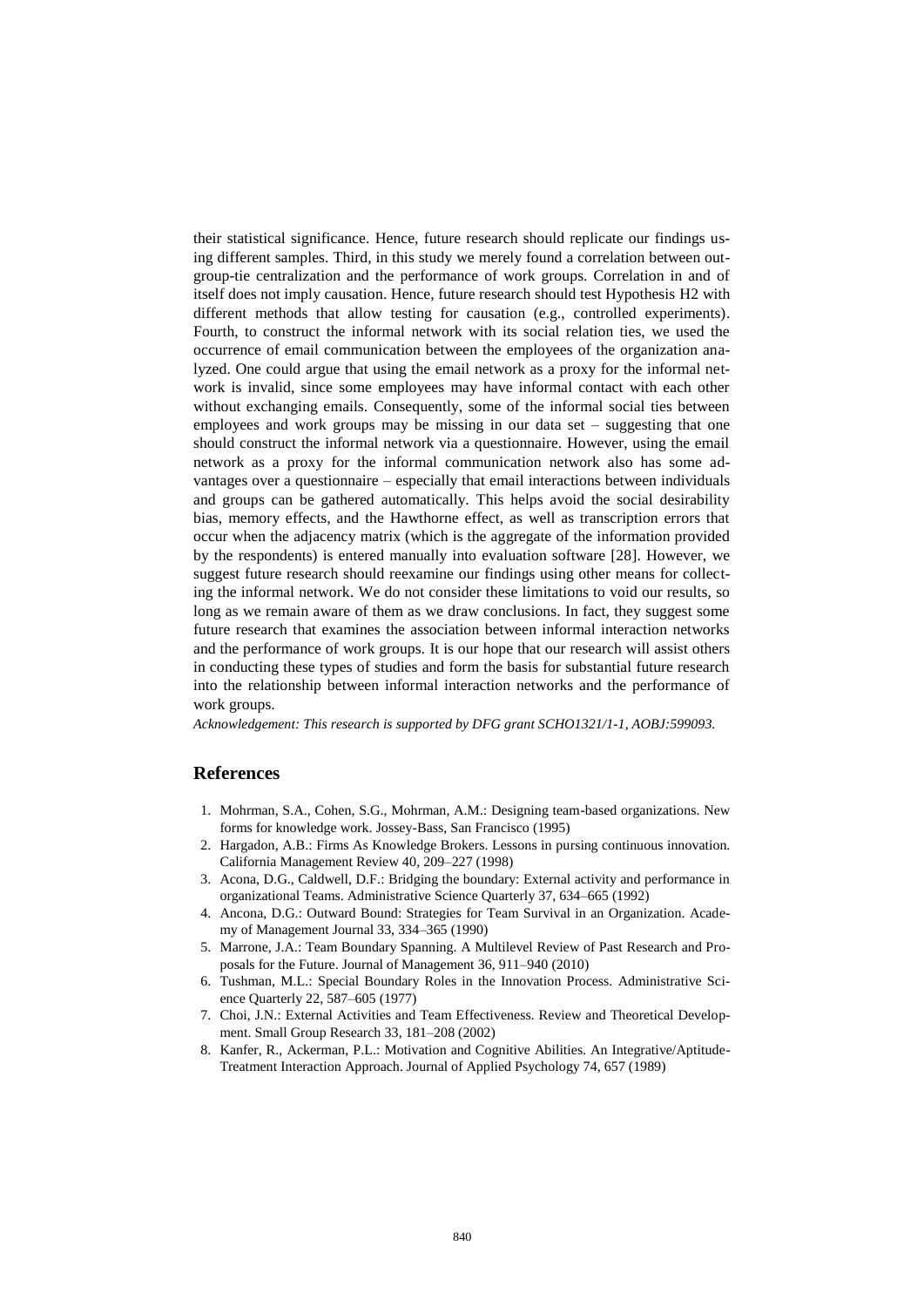their statistical significance. Hence, future research should replicate our findings using different samples. Third, in this study we merely found a correlation between out-group-tie centralization and the performance of work groups. Correlation in and of itself does not imply causation. Hence, future research should test Hypothesis H2 with different methods that allow testing for causation (e.g., controlled experiments). Fourth, to construct the informal network with its social relation ties, we used the occurrence of email communication between the employees of the organization analyzed. One could argue that using the email network as a proxy for the informal network is invalid, since some employees may have informal contact with each other without exchanging emails. Consequently, some of the informal social ties between employees and work groups may be missing in our data set – suggesting that one should construct the informal network via a questionnaire. However, using the email network as a proxy for the informal communication network also has some advantages over a questionnaire – especially that email interactions between individuals and groups can be gathered automatically. This helps avoid the social desirability bias, memory effects, and the Hawthorne effect, as well as transcription errors that occur when the adjacency matrix (which is the aggregate of the information provided by the respondents) is entered manually into evaluation software [28]. However, we suggest future research should reexamine our findings using other means for collecting the informal network. We do not consider these limitations to void our results, so long as we remain aware of them as we draw conclusions. In fact, they suggest some future research that examines the association between informal interaction networks and the performance of work groups. It is our hope that our research will assist others in conducting these types of studies and form the basis for substantial future research into the relationship between informal interaction networks and the performance of work groups.

*Acknowledgement: This research is supported by DFG grant SCHO1321/1-1, AOBJ:599093.*

## References

1. Mohrman, S.A., Cohen, S.G., Mohrman, A.M.: Designing team-based organizations. New forms for knowledge work. Jossey-Bass, San Francisco (1995)
2. Hargadon, A.B.: Firms As Knowledge Brokers. Lessons in pursing continuous innovation. California Management Review 40, 209–227 (1998)
3. Acona, D.G., Caldwell, D.F.: Bridging the boundary: External activity and performance in organizational Teams. Administrative Science Quarterly 37, 634–665 (1992)
4. Ancona, D.G.: Outward Bound: Strategies for Team Survival in an Organization. Academy of Management Journal 33, 334–365 (1990)
5. Marrone, J.A.: Team Boundary Spanning. A Multilevel Review of Past Research and Proposals for the Future. Journal of Management 36, 911–940 (2010)
6. Tushman, M.L.: Special Boundary Roles in the Innovation Process. Administrative Science Quarterly 22, 587–605 (1977)
7. Choi, J.N.: External Activities and Team Effectiveness. Review and Theoretical Development. Small Group Research 33, 181–208 (2002)
8. Kanfer, R., Ackerman, P.L.: Motivation and Cognitive Abilities. An Integrative/Aptitude-Treatment Interaction Approach. Journal of Applied Psychology 74, 657 (1989)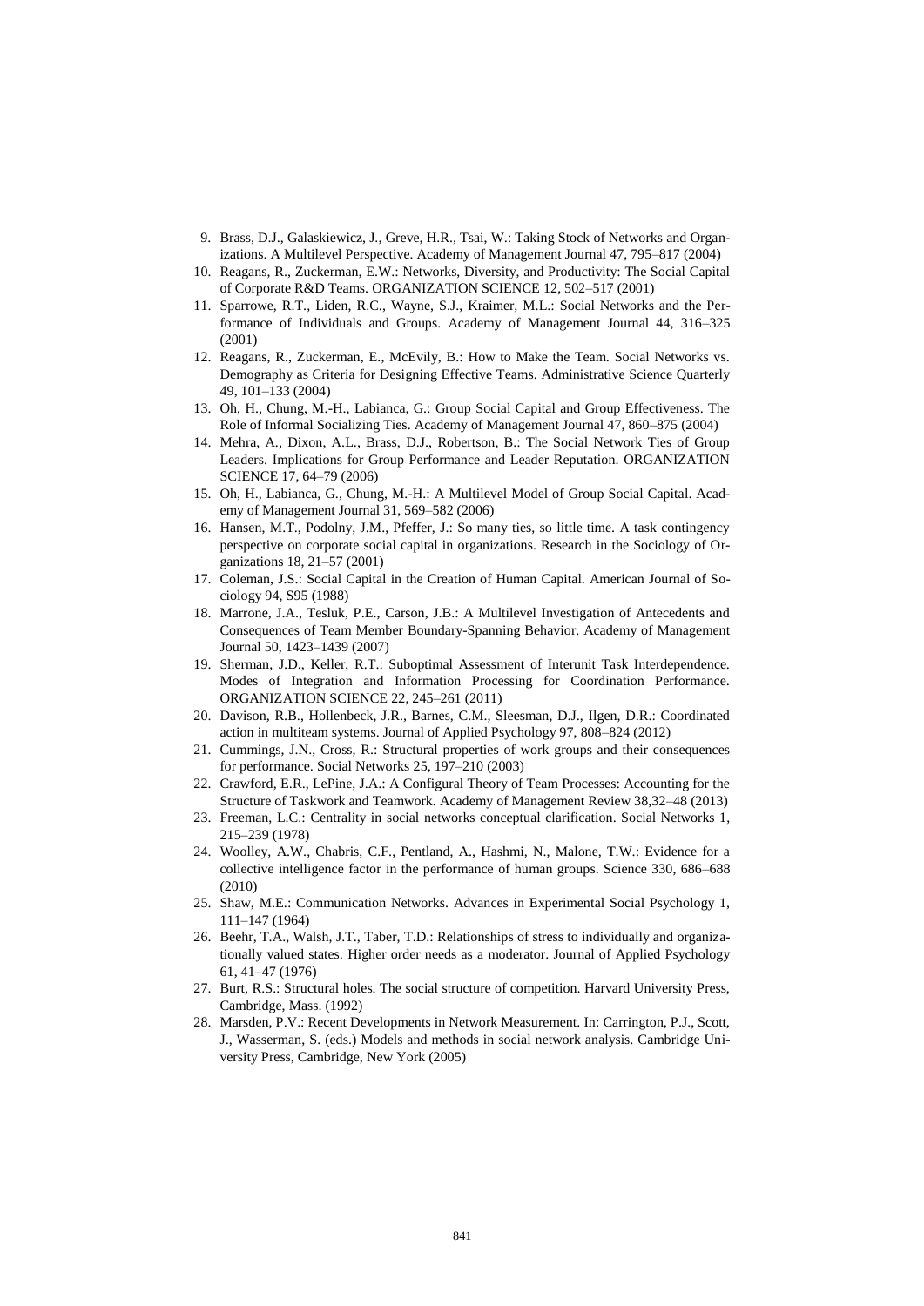9. Brass, D.J., Galaskiewicz, J., Greve, H.R., Tsai, W.: Taking Stock of Networks and Organizations. A Multilevel Perspective. Academy of Management Journal 47, 795–817 (2004)
10. Reagans, R., Zuckerman, E.W.: Networks, Diversity, and Productivity: The Social Capital of Corporate R&D Teams. ORGANIZATION SCIENCE 12, 502–517 (2001)
11. Sparrowe, R.T., Liden, R.C., Wayne, S.J., Kraimer, M.L.: Social Networks and the Performance of Individuals and Groups. Academy of Management Journal 44, 316–325 (2001)
12. Reagans, R., Zuckerman, E., McEvily, B.: How to Make the Team. Social Networks vs. Demography as Criteria for Designing Effective Teams. Administrative Science Quarterly 49, 101–133 (2004)
13. Oh, H., Chung, M.-H., Labianca, G.: Group Social Capital and Group Effectiveness. The Role of Informal Socializing Ties. Academy of Management Journal 47, 860–875 (2004)
14. Mehra, A., Dixon, A.L., Brass, D.J., Robertson, B.: The Social Network Ties of Group Leaders. Implications for Group Performance and Leader Reputation. ORGANIZATION SCIENCE 17, 64–79 (2006)
15. Oh, H., Labianca, G., Chung, M.-H.: A Multilevel Model of Group Social Capital. Academy of Management Journal 31, 569–582 (2006)
16. Hansen, M.T., Podolny, J.M., Pfeffer, J.: So many ties, so little time. A task contingency perspective on corporate social capital in organizations. Research in the Sociology of Organizations 18, 21–57 (2001)
17. Coleman, J.S.: Social Capital in the Creation of Human Capital. American Journal of Sociology 94, S95 (1988)
18. Marrone, J.A., Tesluk, P.E., Carson, J.B.: A Multilevel Investigation of Antecedents and Consequences of Team Member Boundary-Spanning Behavior. Academy of Management Journal 50, 1423–1439 (2007)
19. Sherman, J.D., Keller, R.T.: Suboptimal Assessment of Interunit Task Interdependence. Modes of Integration and Information Processing for Coordination Performance. ORGANIZATION SCIENCE 22, 245–261 (2011)
20. Davison, R.B., Hollenbeck, J.R., Barnes, C.M., Sleesman, D.J., Ilgen, D.R.: Coordinated action in multiteam systems. Journal of Applied Psychology 97, 808–824 (2012)
21. Cummings, J.N., Cross, R.: Structural properties of work groups and their consequences for performance. Social Networks 25, 197–210 (2003)
22. Crawford, E.R., LePine, J.A.: A Configural Theory of Team Processes: Accounting for the Structure of Taskwork and Teamwork. Academy of Management Review 38,32–48 (2013)
23. Freeman, L.C.: Centrality in social networks conceptual clarification. Social Networks 1, 215–239 (1978)
24. Woolley, A.W., Chabris, C.F., Pentland, A., Hashmi, N., Malone, T.W.: Evidence for a collective intelligence factor in the performance of human groups. Science 330, 686–688 (2010)
25. Shaw, M.E.: Communication Networks. Advances in Experimental Social Psychology 1, 111–147 (1964)
26. Beehr, T.A., Walsh, J.T., Taber, T.D.: Relationships of stress to individually and organizationally valued states. Higher order needs as a moderator. Journal of Applied Psychology 61, 41–47 (1976)
27. Burt, R.S.: Structural holes. The social structure of competition. Harvard University Press, Cambridge, Mass. (1992)
28. Marsden, P.V.: Recent Developments in Network Measurement. In: Carrington, P.J., Scott, J., Wasserman, S. (eds.) Models and methods in social network analysis. Cambridge University Press, Cambridge, New York (2005)